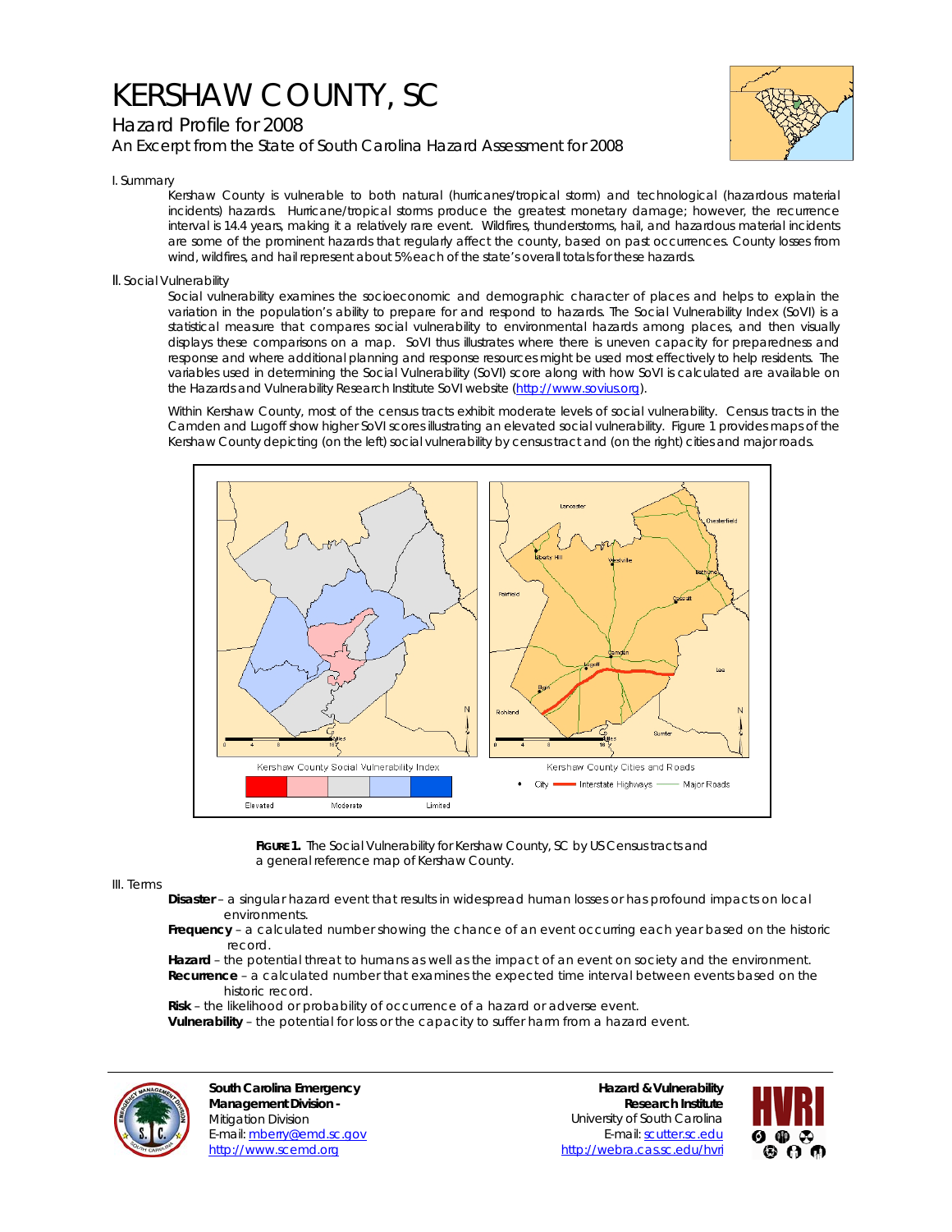# KERSHAW COUNTY, SC

## Hazard Profile for 2008

### An Excerpt from the State of South Carolina Hazard Assessment for 2008

I. Summary

Kershaw County is vulnerable to both natural (hurricanes/tropical storm) and technological (hazardous material incidents) hazards. Hurricane/tropical storms produce the greatest monetary damage; however, the recurrence interval is 14.4 years, making it a relatively rare event. Wildfires, thunderstorms, hail, and hazardous material incidents are some of the prominent hazards that regularly affect the county, based on past occurrences. County losses from wind, wildfires, and hail represent about 5% each of the state's overall totals for these hazards.

II. Social Vulnerability

Social vulnerability examines the socioeconomic and demographic character of places and helps to explain the variation in the population's ability to prepare for and respond to hazards. The Social Vulnerability Index (SoVI) is a statistical measure that compares social vulnerability to environmental hazards among places, and then visually displays these comparisons on a map. SoVI thus illustrates where there is uneven capacity for preparedness and response and where additional planning and response resources might be used most effectively to help residents. The variables used in determining the Social Vulnerability (SoVI) score along with how SoVI is calculated are available on the Hazards and Vulnerability Research Institute SoVI website (http://www.sovius.org).

Within Kershaw County, most of the census tracts exhibit moderate levels of social vulnerability. Census tracts in the Camden and Lugoff show higher SoVI scores illustrating an elevated social vulnerability. Figure 1 provides maps of the Kershaw County depicting (on the left) social vulnerability by census tract and (on the right) cities and major roads.

**FIGURE 1.** The Social Vulnerability for Kershaw County, SC by US Census tracts and a general reference map of Kershaw County.

III. Terms

**Disaster** – a singular hazard event that results in widespread human losses or has profound impacts on local environments.

**Frequency** – a calculated number showing the chance of an event occurring each year based on the historic record.

**Hazard** – the potential threat to humans as well as the impact of an event on society and the environment.

**Recurrence** – a calculated number that examines the expected time interval between events based on the historic record.

**Risk** – the likelihood or probability of occurrence of a hazard or adverse event.

**Vulnerability** – the potential for loss or the capacity to suffer harm from a hazard event.

**South Carolina Emergency Management Division -**
Mitigation Division
E-mail: mberry@emd.sc.gov
http://www.scemd.org

**Hazard & Vulnerability Research Institute**
University of South Carolina
E-mail: scutter.sc.edu
http://webra.cas.sc.edu/hvri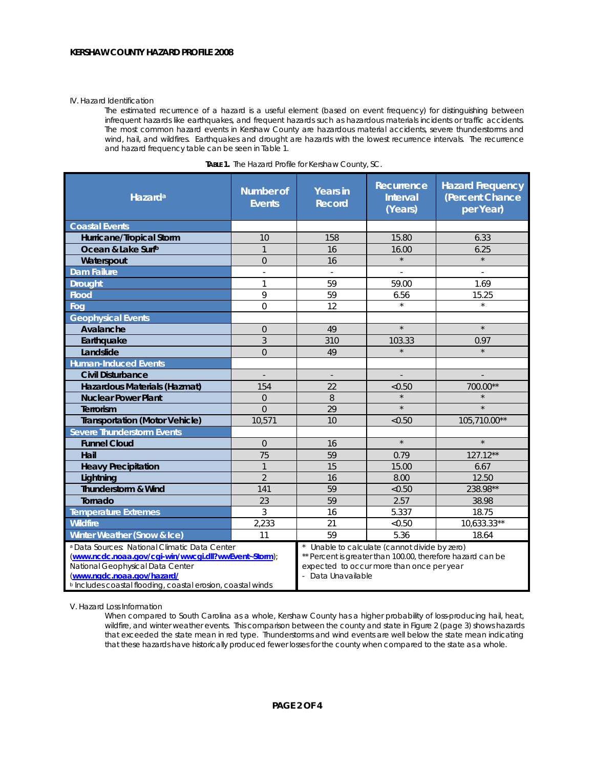IV. Hazard Identification

The estimated recurrence of a hazard is a useful element (based on event frequency) for distinguishing between infrequent hazards like earthquakes, and frequent hazards such as hazardous materials incidents or traffic accidents. The most common hazard events in Kershaw County are hazardous material accidents, severe thunderstorms and wind, hail, and wildfires. Earthquakes and drought are hazards with the lowest recurrence intervals. The recurrence and hazard frequency table can be seen in Table 1.

**TABLE 1.** The Hazard Profile for Kershaw County, SC.

| Hazard[a] | Number of Events | Years in Record | Recurrence Interval (Years) | Hazard Frequency (Percent Chance per Year) |
|---|---|---|---|---|
| **Coastal Events** | | | | |
| Hurricane/Tropical Storm | 10 | 158 | 15.80 | 6.33 |
| Ocean & Lake Surf[b] | 1 | 16 | 16.00 | 6.25 |
| Waterspout | 0 | 16 | * | * |
| **Dam Failure** | - | - | - | - |
| **Drought** | 1 | 59 | 59.00 | 1.69 |
| **Flood** | 9 | 59 | 6.56 | 15.25 |
| **Fog** | 0 | 12 | * | * |
| **Geophysical Events** | | | | |
| Avalanche | 0 | 49 | * | * |
| Earthquake | 3 | 310 | 103.33 | 0.97 |
| Landslide | 0 | 49 | * | * |
| **Human-Induced Events** | | | | |
| Civil Disturbance | - | - | - | - |
| Hazardous Materials (Hazmat) | 154 | 22 | <0.50 | 700.00** |
| Nuclear Power Plant | 0 | 8 | * | * |
| Terrorism | 0 | 29 | * | * |
| Transportation (Motor Vehicle) | 10,571 | 10 | <0.50 | 105,710.00** |
| **Severe Thunderstorm Events** | | | | |
| Funnel Cloud | 0 | 16 | * | * |
| Hail | 75 | 59 | 0.79 | 127.12** |
| Heavy Precipitation | 1 | 15 | 15.00 | 6.67 |
| Lightning | 2 | 16 | 8.00 | 12.50 |
| Thunderstorm & Wind | 141 | 59 | <0.50 | 238.98** |
| Tornado | 23 | 59 | 2.57 | 38.98 |
| **Temperature Extremes** | 3 | 16 | 5.337 | 18.75 |
| **Wildfire** | 2,233 | 21 | <0.50 | 10,633.33** |
| **Winter Weather (Snow & Ice)** | 11 | 59 | 5.36 | 18.64 |

[a] Data Sources: National Climatic Data Center ([www.ncdc.noaa.gov/cgi-win/wwcgi.dll?wwEvent~Storm](www.ncdc.noaa.gov/cgi-win/wwcgi.dll?wwEvent~Storm)); National Geophysical Data Center ([www.ngdc.noaa.gov/hazard/](www.ngdc.noaa.gov/hazard/))
[b] Includes coastal flooding, coastal erosion, coastal winds

\* Unable to calculate (cannot divide by zero)
\** Percent is greater than 100.00, therefore hazard can be expected to occur more than once per year
\- Data Unavailable

V. Hazard Loss Information

When compared to South Carolina as a whole, Kershaw County has a higher probability of loss-producing hail, heat, wildfire, and winter weather events. This comparison between the county and state in Figure 2 (page 3) shows hazards that exceeded the state mean in red type. Thunderstorms and wind events are well below the state mean indicating that these hazards have historically produced fewer losses for the county when compared to the state as a whole.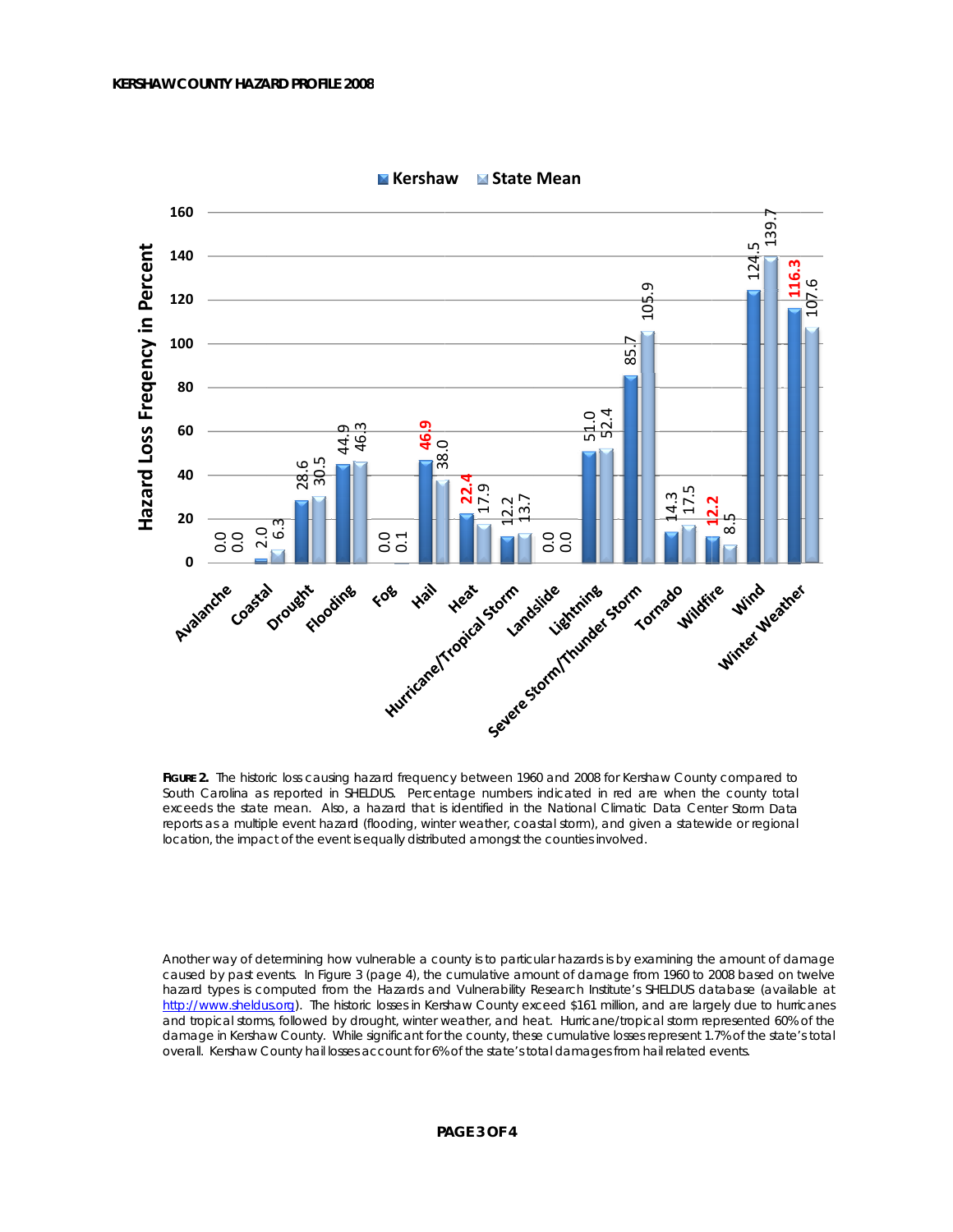**Kershaw** | **State Mean**

| Hazard | Kershaw | State Mean |
|---|---|---|
| Avalanche | 0.0 | 0.0 |
| Coastal | 2.0 | 6.3 |
| Drought | 28.6 | 30.5 |
| Flooding | 44.9 | 46.3 |
| Fog | 0.0 | 0.1 |
| Hail | **46.9** | 38.0 |
| Heat | **22.4** | 17.9 |
| Hurricane/Tropical Storm | 12.2 | 13.7 |
| Landslide | 0.0 | 0.0 |
| Lightning | 51.0 | 52.4 |
| Severe Storm/Thunder Storm | 85.7 | 105.9 |
| Tornado | 14.3 | 17.5 |
| Wildfire | **12.2** | 8.5 |
| Wind | 124.5 | 139.7 |
| Winter Weather | **116.3** | 107.6 |

Hazard Loss Freqency in Percent

**FIGURE 2.** The historic loss causing hazard frequency between 1960 and 2008 for Kershaw County compared to South Carolina as reported in SHELDUS. Percentage numbers indicated in red are when the county total exceeds the state mean. Also, a hazard that is identified in the National Climatic Data Center Storm Data reports as a multiple event hazard (flooding, winter weather, coastal storm), and given a statewide or regional location, the impact of the event is equally distributed amongst the counties involved.

Another way of determining how vulnerable a county is to particular hazards is by examining the amount of damage caused by past events. In Figure 3 (page 4), the cumulative amount of damage from 1960 to 2008 based on twelve hazard types is computed from the Hazards and Vulnerability Research Institute's SHELDUS database (available at http://www.sheldus.org). The historic losses in Kershaw County exceed $161 million, and are largely due to hurricanes and tropical storms, followed by drought, winter weather, and heat. Hurricane/tropical storm represented 60% of the damage in Kershaw County. While significant for the county, these cumulative losses represent 1.7% of the state's total overall. Kershaw County hail losses account for 6% of the state's total damages from hail related events.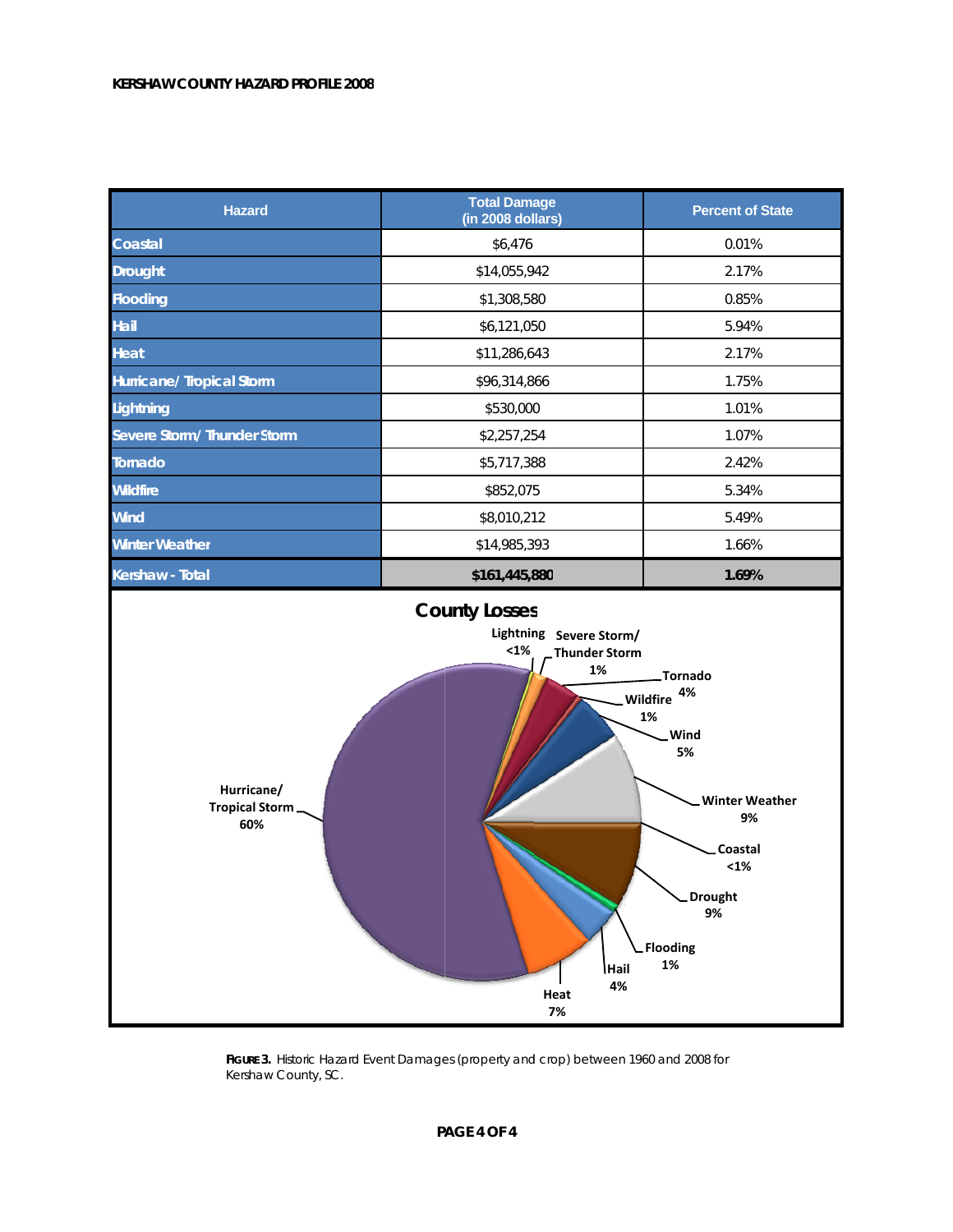| Hazard | Total Damage (in 2008 dollars) | Percent of State |
|---|---|---|
| Coastal | $6,476 | 0.01% |
| Drought | $14,055,942 | 2.17% |
| Flooding | $1,308,580 | 0.85% |
| Hail | $6,121,050 | 5.94% |
| Heat | $11,286,643 | 2.17% |
| Hurricane/ Tropical Storm | $96,314,866 | 1.75% |
| Lightning | $530,000 | 1.01% |
| Severe Storm/ Thunder Storm | $2,257,254 | 1.07% |
| Tornado | $5,717,388 | 2.42% |
| Wildfire | $852,075 | 5.34% |
| Wind | $8,010,212 | 5.49% |
| Winter Weather | $14,985,393 | 1.66% |
| **Kershaw - Total** | **$161,445,880** | **1.69%** |

**County Losses**

Lightning <1%
Severe Storm/ Thunder Storm 1%
Tornado 4%
Wildfire 1%
Wind 5%
Winter Weather 9%
Coastal <1%
Drought 9%
Flooding 1%
Hail 4%
Heat 7%
Hurricane/ Tropical Storm 60%

**FIGURE 3.** Historic Hazard Event Damages (property and crop) between 1960 and 2008 for Kershaw County, SC.